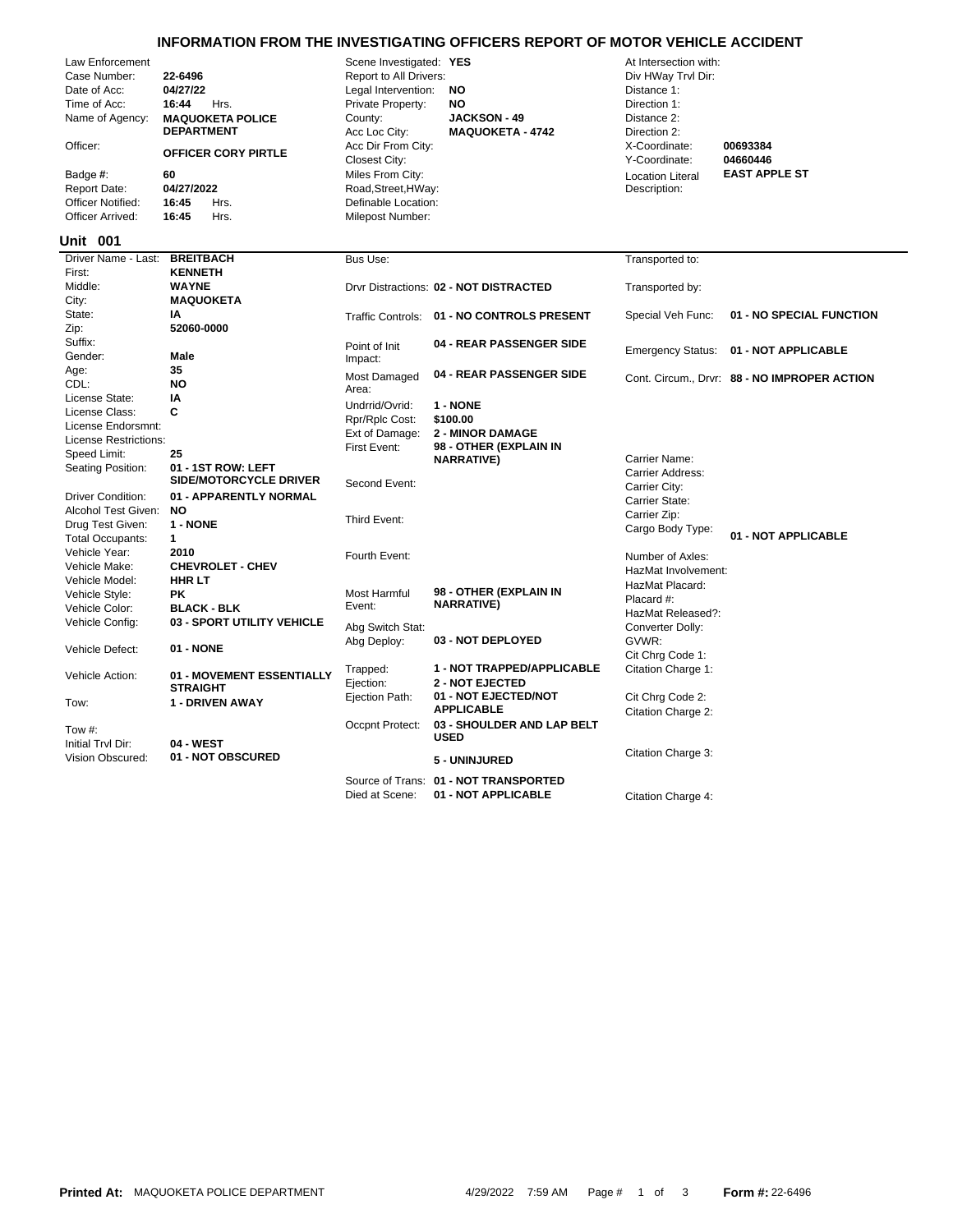# INFORMATION FROM THE INVESTIGATING OFFICERS REPORT OF MOTOR VEHICLE ACCIDENT

| Field | Value |
|---|---|
| Law Enforcement Case Number: | 22-6496 |
| Date of Acc: | 04/27/22 |
| Time of Acc: | 16:44 Hrs. |
| Name of Agency: | MAQUOKETA POLICE DEPARTMENT |
| Officer: | OFFICER CORY PIRTLE |
| Badge #: | 60 |
| Report Date: | 04/27/2022 |
| Officer Notified: | 16:45 Hrs. |
| Officer Arrived: | 16:45 Hrs. |

| Field | Value |
|---|---|
| Scene Investigated: | YES |
| Report to All Drivers: | |
| Legal Intervention: | NO |
| Private Property: | NO |
| County: | JACKSON - 49 |
| Acc Loc City: | MAQUOKETA - 4742 |
| Acc Dir From City: | |
| Closest City: | |
| Miles From City: | |
| Road,Street,HWay: | |
| Definable Location: | |
| Milepost Number: | |

| Field | Value |
|---|---|
| At Intersection with: | |
| Div HWay Trvl Dir: | |
| Distance 1: | |
| Direction 1: | |
| Distance 2: | |
| Direction 2: | |
| X-Coordinate: | 00693384 |
| Y-Coordinate: | 04660446 |
| Location Literal Description: | EAST APPLE ST |

## Unit 001

| Field | Value |
|---|---|
| Driver Name - Last: | BREITBACH |
| First: | KENNETH |
| Middle: | WAYNE |
| City: | MAQUOKETA |
| State: | IA |
| Zip: | 52060-0000 |
| Suffix: | |
| Gender: | Male |
| Age: | 35 |
| CDL: | NO |
| License State: | IA |
| License Class: | C |
| License Endorsmnt: | |
| License Restrictions: | |
| Speed Limit: | 25 |
| Seating Position: | 01 - 1ST ROW: LEFT SIDE/MOTORCYCLE DRIVER |
| Driver Condition: | 01 - APPARENTLY NORMAL |
| Alcohol Test Given: | NO |
| Drug Test Given: | 1 - NONE |
| Total Occupants: | 1 |
| Vehicle Year: | 2010 |
| Vehicle Make: | CHEVROLET - CHEV |
| Vehicle Model: | HHR LT |
| Vehicle Style: | PK |
| Vehicle Color: | BLACK - BLK |
| Vehicle Config: | 03 - SPORT UTILITY VEHICLE |
| Vehicle Defect: | 01 - NONE |
| Vehicle Action: | 01 - MOVEMENT ESSENTIALLY STRAIGHT |
| Tow: | 1 - DRIVEN AWAY |
| Tow #: | |
| Initial Trvl Dir: | 04 - WEST |
| Vision Obscured: | 01 - NOT OBSCURED |

| Field | Value |
|---|---|
| Bus Use: | |
| Drvr Distractions: | 02 - NOT DISTRACTED |
| Traffic Controls: | 01 - NO CONTROLS PRESENT |
| Point of Init Impact: | 04 - REAR PASSENGER SIDE |
| Most Damaged Area: | 04 - REAR PASSENGER SIDE |
| Undrrid/Ovrid: | 1 - NONE |
| Rpr/Rplc Cost: | $100.00 |
| Ext of Damage: | 2 - MINOR DAMAGE |
| First Event: | 98 - OTHER (EXPLAIN IN NARRATIVE) |
| Second Event: | |
| Third Event: | |
| Fourth Event: | |
| Most Harmful Event: | 98 - OTHER (EXPLAIN IN NARRATIVE) |
| Abg Switch Stat: | |
| Abg Deploy: | 03 - NOT DEPLOYED |
| Trapped: | 1 - NOT TRAPPED/APPLICABLE |
| Ejection: | 2 - NOT EJECTED |
| Ejection Path: | 01 - NOT EJECTED/NOT APPLICABLE |
| Occpnt Protect: | 03 - SHOULDER AND LAP BELT USED |
| | 5 - UNINJURED |
| Source of Trans: | 01 - NOT TRANSPORTED |
| Died at Scene: | 01 - NOT APPLICABLE |

| Field | Value |
|---|---|
| Transported to: | |
| Transported by: | |
| Special Veh Func: | 01 - NO SPECIAL FUNCTION |
| Emergency Status: | 01 - NOT APPLICABLE |
| Cont. Circum., Drvr: | 88 - NO IMPROPER ACTION |
| Carrier Name: | |
| Carrier Address: | |
| Carrier City: | |
| Carrier State: | |
| Carrier Zip: | |
| Cargo Body Type: | 01 - NOT APPLICABLE |
| Number of Axles: | |
| HazMat Involvement: | |
| HazMat Placard: | |
| Placard #: | |
| HazMat Released?: | |
| Converter Dolly: | |
| GVWR: | |
| Cit Chrg Code 1: | |
| Citation Charge 1: | |
| Cit Chrg Code 2: | |
| Citation Charge 2: | |
| Citation Charge 3: | |
| Citation Charge 4: | |

**Printed At:** MAQUOKETA POLICE DEPARTMENT 4/29/2022 7:59 AM **Form #:** 22-6496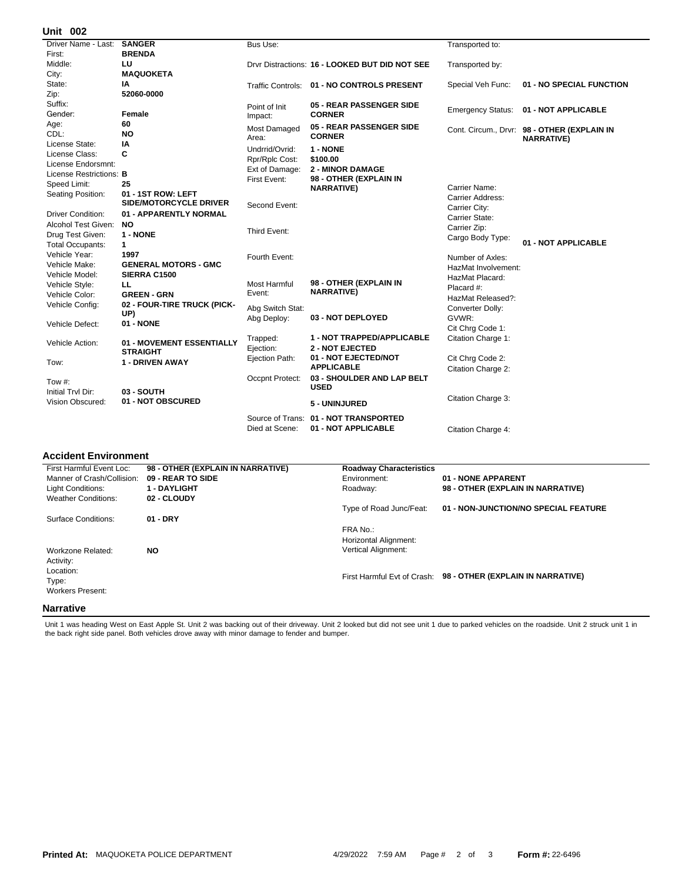## Unit 002

| Field | Value |
|---|---|
| Driver Name - Last: | SANGER |
| First: | BRENDA |
| Middle: | LU |
| City: | MAQUOKETA |
| State: | IA |
| Zip: | 52060-0000 |
| Suffix: | |
| Gender: | Female |
| Age: | 60 |
| CDL: | NO |
| License State: | IA |
| License Class: | C |
| License Endorsmnt: | |
| License Restrictions: | B |
| Speed Limit: | 25 |
| Seating Position: | 01 - 1ST ROW: LEFT SIDE/MOTORCYCLE DRIVER |
| Driver Condition: | 01 - APPARENTLY NORMAL |
| Alcohol Test Given: | NO |
| Drug Test Given: | 1 - NONE |
| Total Occupants: | 1 |
| Vehicle Year: | 1997 |
| Vehicle Make: | GENERAL MOTORS - GMC |
| Vehicle Model: | SIERRA C1500 |
| Vehicle Style: | LL |
| Vehicle Color: | GREEN - GRN |
| Vehicle Config: | 02 - FOUR-TIRE TRUCK (PICK-UP) |
| Vehicle Defect: | 01 - NONE |
| Vehicle Action: | 01 - MOVEMENT ESSENTIALLY STRAIGHT |
| Tow: | 1 - DRIVEN AWAY |
| Tow #: | |
| Initial Trvl Dir: | 03 - SOUTH |
| Vision Obscured: | 01 - NOT OBSCURED |

| Field | Value |
|---|---|
| Bus Use: | |
| Drvr Distractions: | 16 - LOOKED BUT DID NOT SEE |
| Traffic Controls: | 01 - NO CONTROLS PRESENT |
| Point of Init Impact: | 05 - REAR PASSENGER SIDE CORNER |
| Most Damaged Area: | 05 - REAR PASSENGER SIDE CORNER |
| Undrrid/Ovrid: | 1 - NONE |
| Rprl/Rplc Cost: | $100.00 |
| Ext of Damage: | 2 - MINOR DAMAGE |
| First Event: | 98 - OTHER (EXPLAIN IN NARRATIVE) |
| Second Event: | |
| Third Event: | |
| Fourth Event: | |
| Most Harmful Event: | 98 - OTHER (EXPLAIN IN NARRATIVE) |
| Abg Switch Stat: | |
| Abg Deploy: | 03 - NOT DEPLOYED |
| Trapped: | 1 - NOT TRAPPED/APPLICABLE |
| Ejection: | 2 - NOT EJECTED |
| Ejection Path: | 01 - NOT EJECTED/NOT APPLICABLE |
| Occpnt Protect: | 03 - SHOULDER AND LAP BELT USED |
| | 5 - UNINJURED |
| Source of Trans: | 01 - NOT TRANSPORTED |
| Died at Scene: | 01 - NOT APPLICABLE |

| Field | Value |
|---|---|
| Transported to: | |
| Transported by: | |
| Special Veh Func: | 01 - NO SPECIAL FUNCTION |
| Emergency Status: | 01 - NOT APPLICABLE |
| Cont. Circum., Drvr: | 98 - OTHER (EXPLAIN IN NARRATIVE) |
| Carrier Name: | |
| Carrier Address: | |
| Carrier City: | |
| Carrier State: | |
| Carrier Zip: | |
| Cargo Body Type: | 01 - NOT APPLICABLE |
| Number of Axles: | |
| HazMat Involvement: | |
| HazMat Placard: | |
| Placard #: | |
| HazMat Released?: | |
| Converter Dolly: | |
| GVWR: | |
| Cit Chrg Code 1: | |
| Citation Charge 1: | |
| Cit Chrg Code 2: | |
| Citation Charge 2: | |
| Citation Charge 3: | |
| Citation Charge 4: | |

## Accident Environment

| Field | Value |
|---|---|
| First Harmful Event Loc: | 98 - OTHER (EXPLAIN IN NARRATIVE) |
| Manner of Crash/Collision: | 09 - REAR TO SIDE |
| Light Conditions: | 1 - DAYLIGHT |
| Weather Conditions: | 02 - CLOUDY |
| Surface Conditions: | 01 - DRY |
| Workzone Related: | NO |
| Activity: | |
| Location: | |
| Type: | |
| Workers Present: | |

| Roadway Characteristics | |
|---|---|
| Environment: | 01 - NONE APPARENT |
| Roadway: | 98 - OTHER (EXPLAIN IN NARRATIVE) |
| Type of Road Junc/Feat: | 01 - NON-JUNCTION/NO SPECIAL FEATURE |
| FRA No.: | |
| Horizontal Alignment: | |
| Vertical Alignment: | |
| First Harmful Evt of Crash: | 98 - OTHER (EXPLAIN IN NARRATIVE) |

## Narrative

Unit 1 was heading West on East Apple St. Unit 2 was backing out of their driveway. Unit 2 looked but did not see unit 1 due to parked vehicles on the roadside. Unit 2 struck unit 1 in the back right side panel. Both vehicles drove away with minor damage to fender and bumper.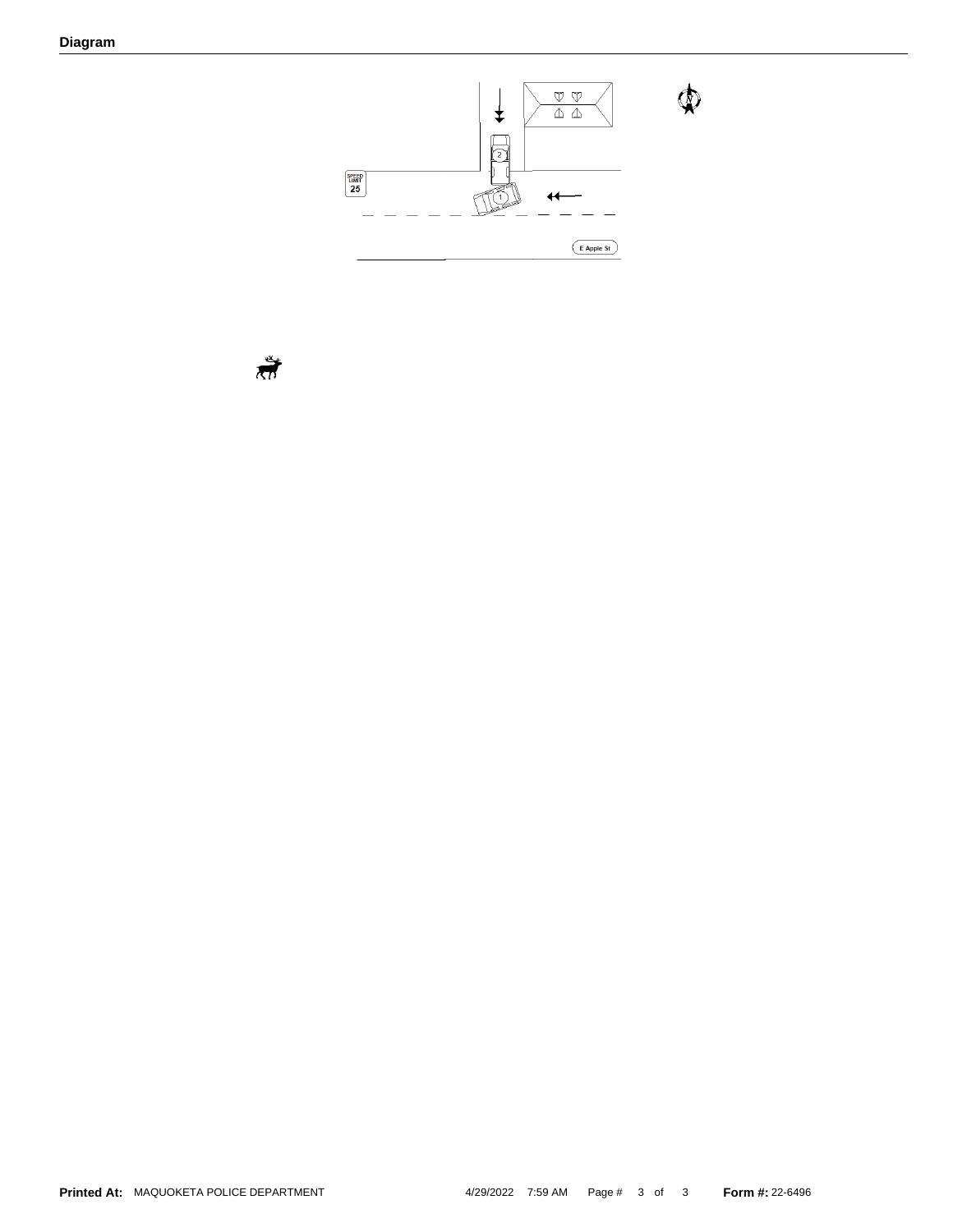**Diagram**

SPEED LIMIT 25

E Apple St